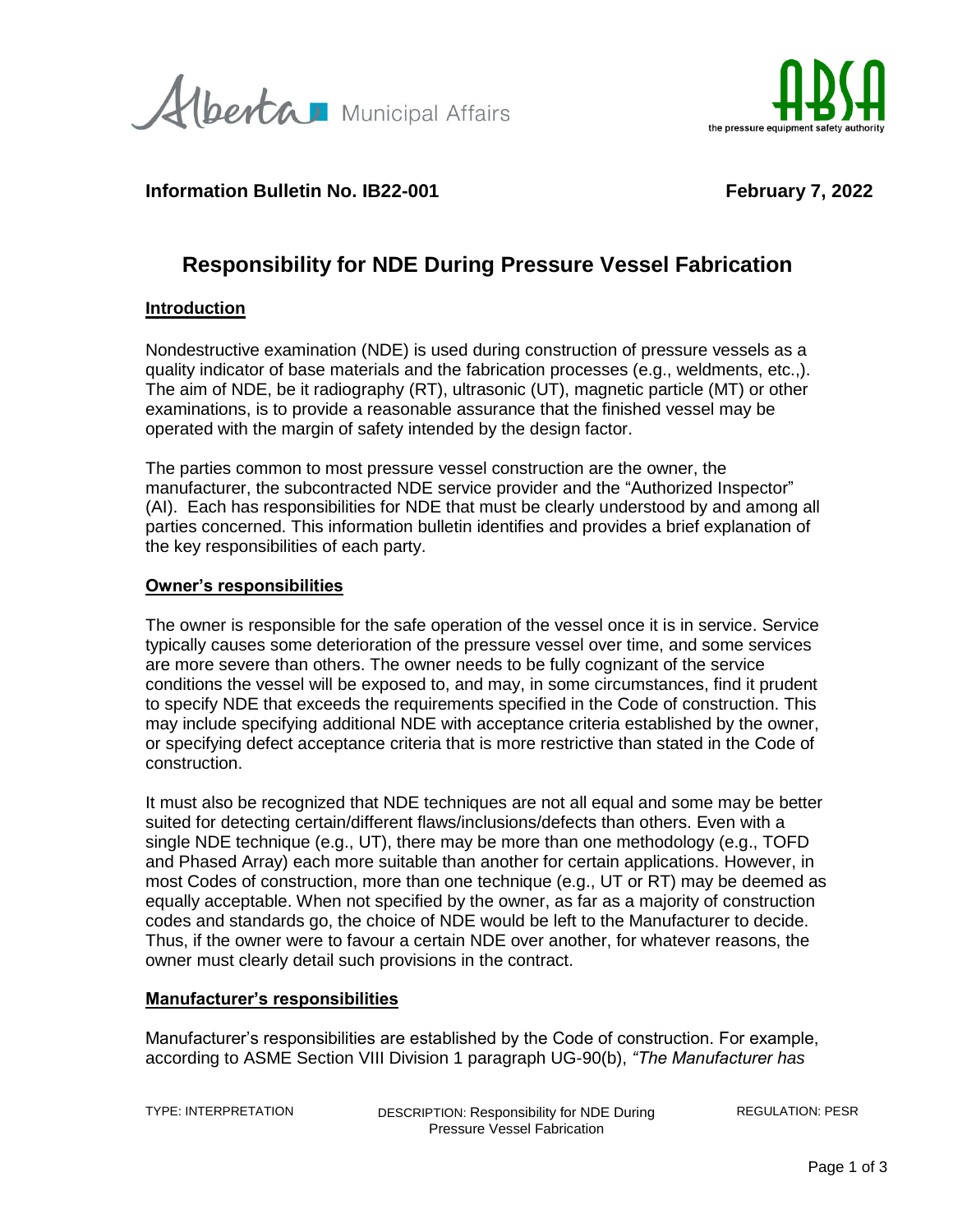Alberta Municipal Affairs

ABSA the pressure equipment safety authority

**Information Bulletin No. IB22-001** **February 7, 2022**

# Responsibility for NDE During Pressure Vessel Fabrication

## Introduction

Nondestructive examination (NDE) is used during construction of pressure vessels as a quality indicator of base materials and the fabrication processes (e.g., weldments, etc.,). The aim of NDE, be it radiography (RT), ultrasonic (UT), magnetic particle (MT) or other examinations, is to provide a reasonable assurance that the finished vessel may be operated with the margin of safety intended by the design factor.

The parties common to most pressure vessel construction are the owner, the manufacturer, the subcontracted NDE service provider and the "Authorized Inspector" (AI). Each has responsibilities for NDE that must be clearly understood by and among all parties concerned. This information bulletin identifies and provides a brief explanation of the key responsibilities of each party.

## Owner's responsibilities

The owner is responsible for the safe operation of the vessel once it is in service. Service typically causes some deterioration of the pressure vessel over time, and some services are more severe than others. The owner needs to be fully cognizant of the service conditions the vessel will be exposed to, and may, in some circumstances, find it prudent to specify NDE that exceeds the requirements specified in the Code of construction. This may include specifying additional NDE with acceptance criteria established by the owner, or specifying defect acceptance criteria that is more restrictive than stated in the Code of construction.

It must also be recognized that NDE techniques are not all equal and some may be better suited for detecting certain/different flaws/inclusions/defects than others. Even with a single NDE technique (e.g., UT), there may be more than one methodology (e.g., TOFD and Phased Array) each more suitable than another for certain applications. However, in most Codes of construction, more than one technique (e.g., UT or RT) may be deemed as equally acceptable. When not specified by the owner, as far as a majority of construction codes and standards go, the choice of NDE would be left to the Manufacturer to decide. Thus, if the owner were to favour a certain NDE over another, for whatever reasons, the owner must clearly detail such provisions in the contract.

## Manufacturer's responsibilities

Manufacturer's responsibilities are established by the Code of construction. For example, according to ASME Section VIII Division 1 paragraph UG-90(b), *"The Manufacturer has*

TYPE: INTERPRETATION DESCRIPTION: Responsibility for NDE During Pressure Vessel Fabrication REGULATION: PESR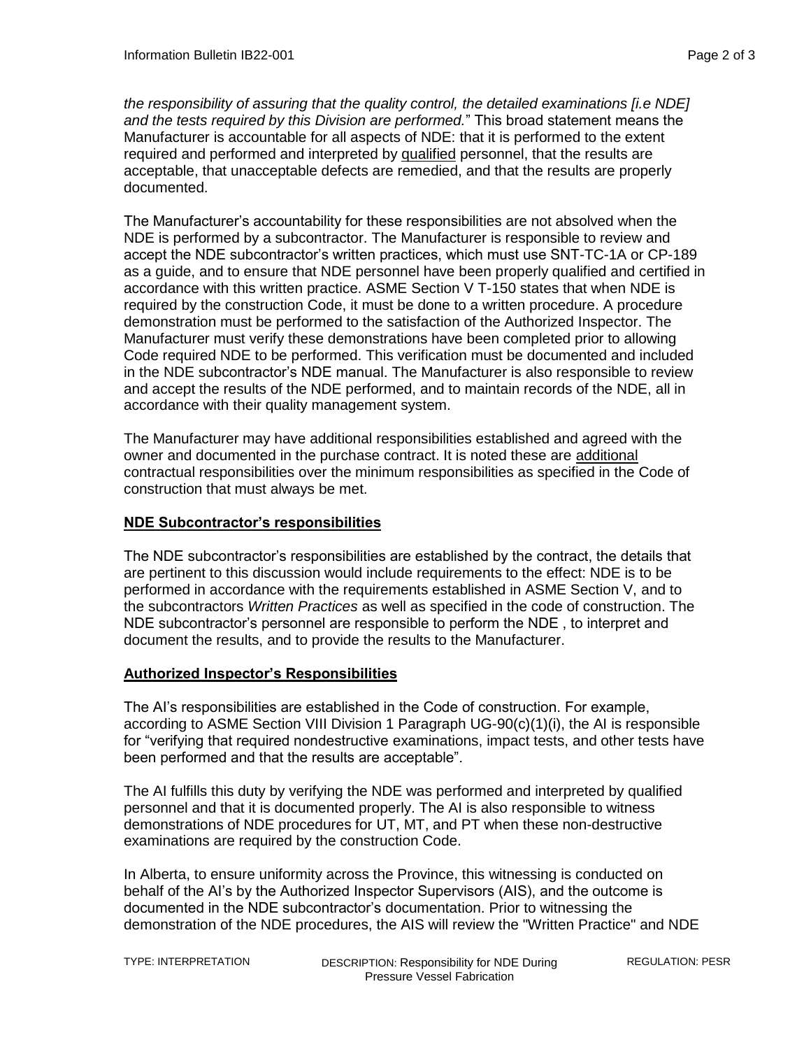*the responsibility of assuring that the quality control, the detailed examinations [i.e NDE] and the tests required by this Division are performed.*" This broad statement means the Manufacturer is accountable for all aspects of NDE: that it is performed to the extent required and performed and interpreted by qualified personnel, that the results are acceptable, that unacceptable defects are remedied, and that the results are properly documented.

The Manufacturer's accountability for these responsibilities are not absolved when the NDE is performed by a subcontractor. The Manufacturer is responsible to review and accept the NDE subcontractor's written practices, which must use SNT-TC-1A or CP-189 as a guide, and to ensure that NDE personnel have been properly qualified and certified in accordance with this written practice. ASME Section V T-150 states that when NDE is required by the construction Code, it must be done to a written procedure. A procedure demonstration must be performed to the satisfaction of the Authorized Inspector. The Manufacturer must verify these demonstrations have been completed prior to allowing Code required NDE to be performed. This verification must be documented and included in the NDE subcontractor's NDE manual. The Manufacturer is also responsible to review and accept the results of the NDE performed, and to maintain records of the NDE, all in accordance with their quality management system.

The Manufacturer may have additional responsibilities established and agreed with the owner and documented in the purchase contract. It is noted these are additional contractual responsibilities over the minimum responsibilities as specified in the Code of construction that must always be met.

## NDE Subcontractor's responsibilities

The NDE subcontractor's responsibilities are established by the contract, the details that are pertinent to this discussion would include requirements to the effect: NDE is to be performed in accordance with the requirements established in ASME Section V, and to the subcontractors *Written Practices* as well as specified in the code of construction. The NDE subcontractor's personnel are responsible to perform the NDE , to interpret and document the results, and to provide the results to the Manufacturer.

## Authorized Inspector's Responsibilities

The AI's responsibilities are established in the Code of construction. For example, according to ASME Section VIII Division 1 Paragraph UG-90(c)(1)(i), the AI is responsible for "verifying that required nondestructive examinations, impact tests, and other tests have been performed and that the results are acceptable".

The AI fulfills this duty by verifying the NDE was performed and interpreted by qualified personnel and that it is documented properly. The AI is also responsible to witness demonstrations of NDE procedures for UT, MT, and PT when these non-destructive examinations are required by the construction Code.

In Alberta, to ensure uniformity across the Province, this witnessing is conducted on behalf of the AI's by the Authorized Inspector Supervisors (AIS), and the outcome is documented in the NDE subcontractor's documentation. Prior to witnessing the demonstration of the NDE procedures, the AIS will review the "Written Practice" and NDE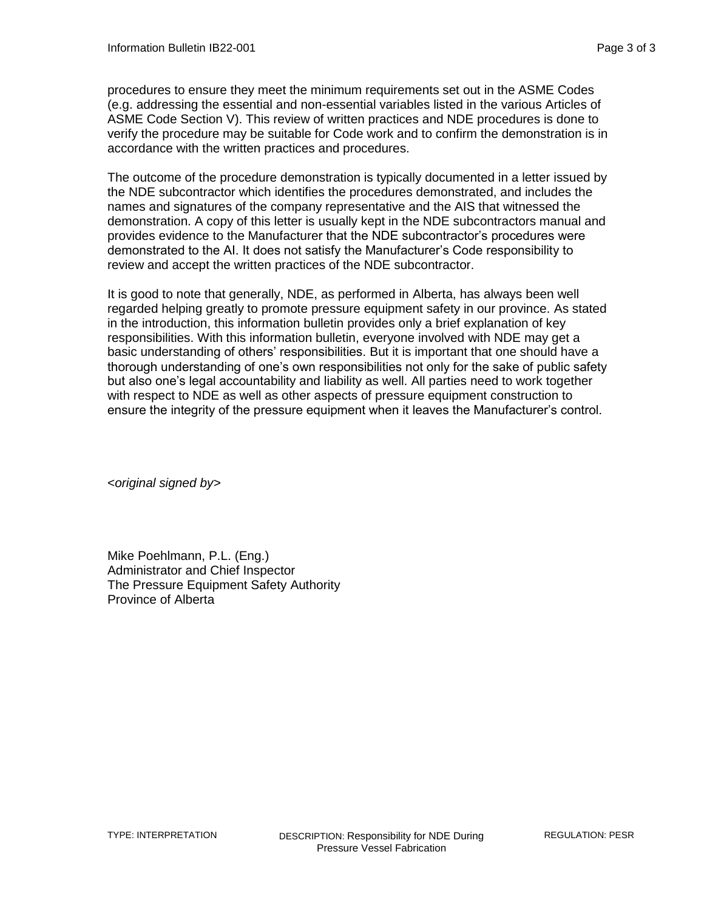procedures to ensure they meet the minimum requirements set out in the ASME Codes (e.g. addressing the essential and non-essential variables listed in the various Articles of ASME Code Section V). This review of written practices and NDE procedures is done to verify the procedure may be suitable for Code work and to confirm the demonstration is in accordance with the written practices and procedures.

The outcome of the procedure demonstration is typically documented in a letter issued by the NDE subcontractor which identifies the procedures demonstrated, and includes the names and signatures of the company representative and the AIS that witnessed the demonstration. A copy of this letter is usually kept in the NDE subcontractors manual and provides evidence to the Manufacturer that the NDE subcontractor's procedures were demonstrated to the AI. It does not satisfy the Manufacturer's Code responsibility to review and accept the written practices of the NDE subcontractor.

It is good to note that generally, NDE, as performed in Alberta, has always been well regarded helping greatly to promote pressure equipment safety in our province. As stated in the introduction, this information bulletin provides only a brief explanation of key responsibilities. With this information bulletin, everyone involved with NDE may get a basic understanding of others' responsibilities. But it is important that one should have a thorough understanding of one's own responsibilities not only for the sake of public safety but also one's legal accountability and liability as well. All parties need to work together with respect to NDE as well as other aspects of pressure equipment construction to ensure the integrity of the pressure equipment when it leaves the Manufacturer's control.

*<original signed by>*

Mike Poehlmann, P.L. (Eng.)
Administrator and Chief Inspector
The Pressure Equipment Safety Authority
Province of Alberta